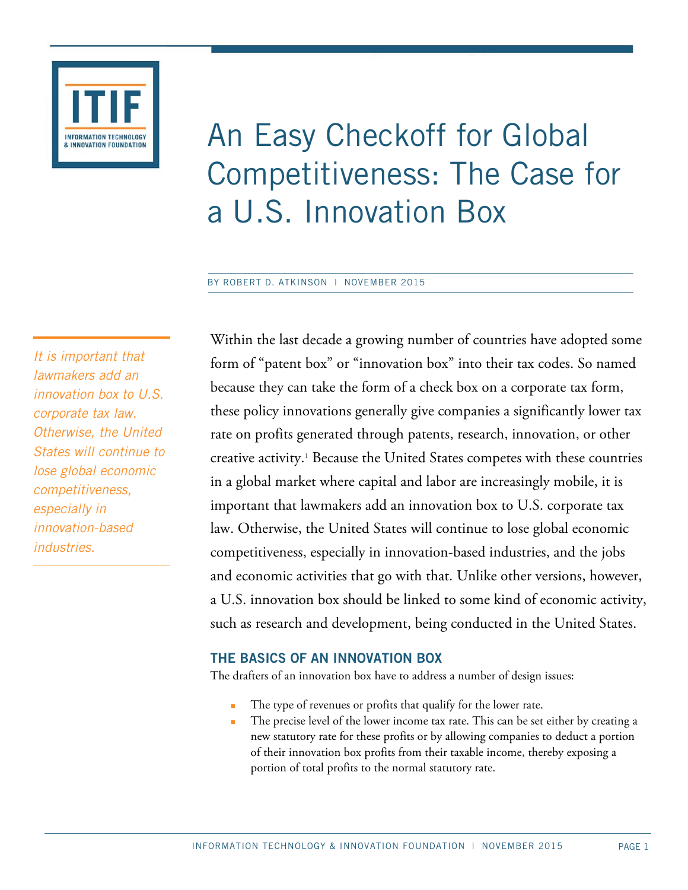# An Easy Checkoff for Global Competitiveness: The Case for a U.S. Innovation Box

BY ROBERT D. ATKINSON | NOVEMBER 2015

*It is important that lawmakers add an innovation box to U.S. corporate tax law. Otherwise, the United States will continue to lose global economic competitiveness, especially in innovation-based industries.*

Within the last decade a growing number of countries have adopted some form of "patent box" or "innovation box" into their tax codes. So named because they can take the form of a check box on a corporate tax form, these policy innovations generally give companies a significantly lower tax rate on profits generated through patents, research, innovation, or other creative activity.[1] Because the United States competes with these countries in a global market where capital and labor are increasingly mobile, it is important that lawmakers add an innovation box to U.S. corporate tax law. Otherwise, the United States will continue to lose global economic competitiveness, especially in innovation-based industries, and the jobs and economic activities that go with that. Unlike other versions, however, a U.S. innovation box should be linked to some kind of economic activity, such as research and development, being conducted in the United States.

## THE BASICS OF AN INNOVATION BOX

The drafters of an innovation box have to address a number of design issues:

- The type of revenues or profits that qualify for the lower rate.
- The precise level of the lower income tax rate. This can be set either by creating a new statutory rate for these profits or by allowing companies to deduct a portion of their innovation box profits from their taxable income, thereby exposing a portion of total profits to the normal statutory rate.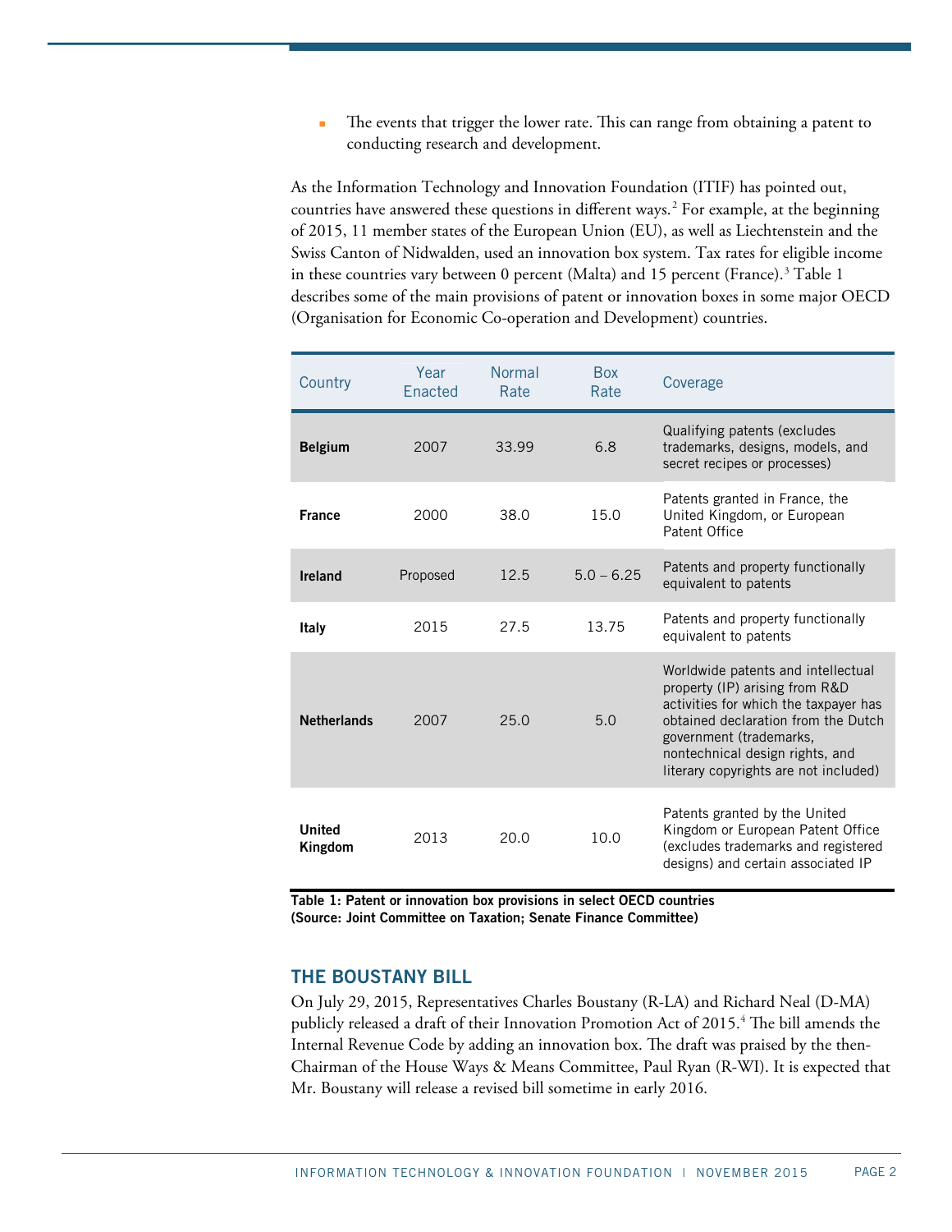- The events that trigger the lower rate. This can range from obtaining a patent to conducting research and development.

As the Information Technology and Innovation Foundation (ITIF) has pointed out, countries have answered these questions in different ways.[2] For example, at the beginning of 2015, 11 member states of the European Union (EU), as well as Liechtenstein and the Swiss Canton of Nidwalden, used an innovation box system. Tax rates for eligible income in these countries vary between 0 percent (Malta) and 15 percent (France).[3] Table 1 describes some of the main provisions of patent or innovation boxes in some major OECD (Organisation for Economic Co-operation and Development) countries.

| Country | Year Enacted | Normal Rate | Box Rate | Coverage |
|---|---|---|---|---|
| **Belgium** | 2007 | 33.99 | 6.8 | Qualifying patents (excludes trademarks, designs, models, and secret recipes or processes) |
| **France** | 2000 | 38.0 | 15.0 | Patents granted in France, the United Kingdom, or European Patent Office |
| **Ireland** | Proposed | 12.5 | 5.0 – 6.25 | Patents and property functionally equivalent to patents |
| **Italy** | 2015 | 27.5 | 13.75 | Patents and property functionally equivalent to patents |
| **Netherlands** | 2007 | 25.0 | 5.0 | Worldwide patents and intellectual property (IP) arising from R&D activities for which the taxpayer has obtained declaration from the Dutch government (trademarks, nontechnical design rights, and literary copyrights are not included) |
| **United Kingdom** | 2013 | 20.0 | 10.0 | Patents granted by the United Kingdom or European Patent Office (excludes trademarks and registered designs) and certain associated IP |

**Table 1: Patent or innovation box provisions in select OECD countries (Source: Joint Committee on Taxation; Senate Finance Committee)**

## THE BOUSTANY BILL

On July 29, 2015, Representatives Charles Boustany (R-LA) and Richard Neal (D-MA) publicly released a draft of their Innovation Promotion Act of 2015.[4] The bill amends the Internal Revenue Code by adding an innovation box. The draft was praised by the then-Chairman of the House Ways & Means Committee, Paul Ryan (R-WI). It is expected that Mr. Boustany will release a revised bill sometime in early 2016.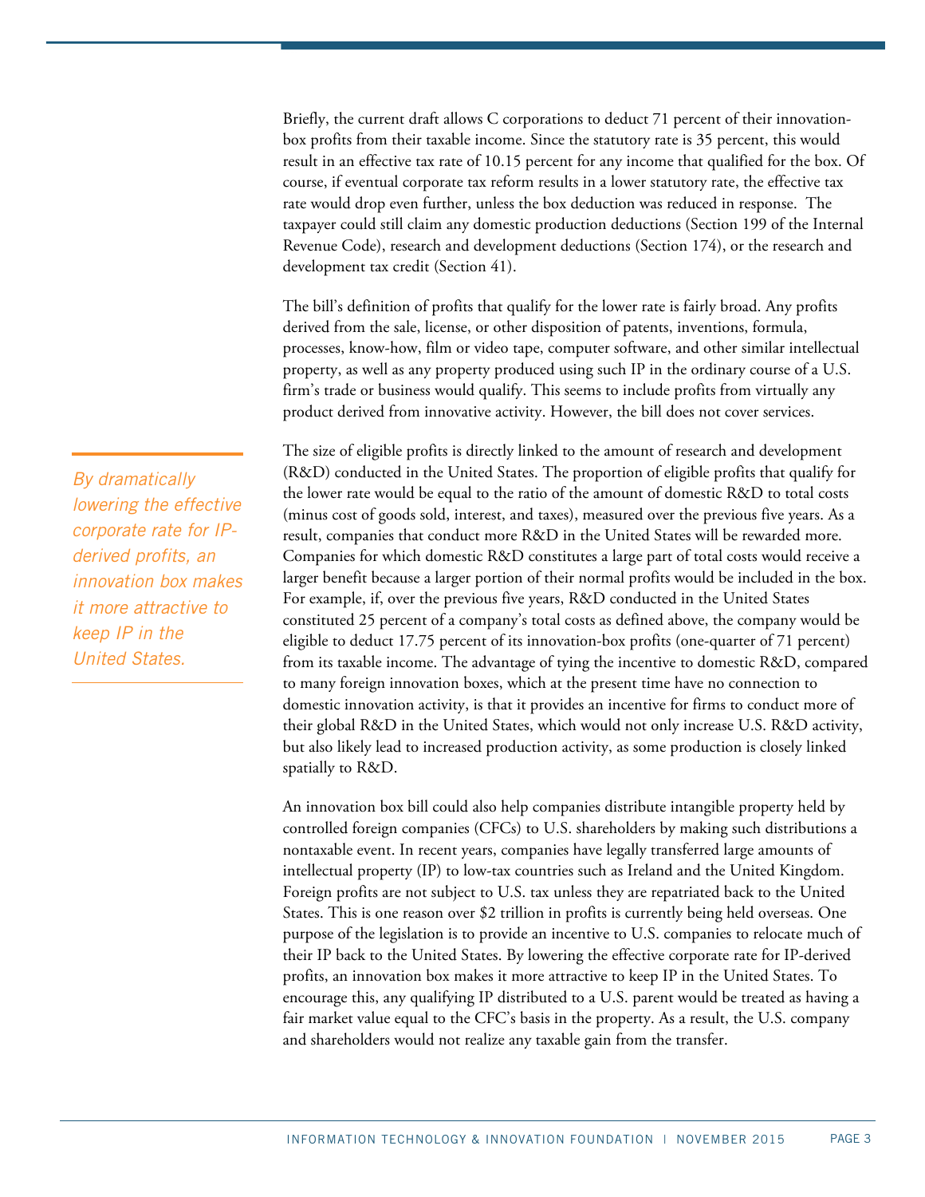Briefly, the current draft allows C corporations to deduct 71 percent of their innovation-box profits from their taxable income. Since the statutory rate is 35 percent, this would result in an effective tax rate of 10.15 percent for any income that qualified for the box. Of course, if eventual corporate tax reform results in a lower statutory rate, the effective tax rate would drop even further, unless the box deduction was reduced in response. The taxpayer could still claim any domestic production deductions (Section 199 of the Internal Revenue Code), research and development deductions (Section 174), or the research and development tax credit (Section 41).

The bill's definition of profits that qualify for the lower rate is fairly broad. Any profits derived from the sale, license, or other disposition of patents, inventions, formula, processes, know-how, film or video tape, computer software, and other similar intellectual property, as well as any property produced using such IP in the ordinary course of a U.S. firm's trade or business would qualify. This seems to include profits from virtually any product derived from innovative activity. However, the bill does not cover services.

*By dramatically lowering the effective corporate rate for IP-derived profits, an innovation box makes it more attractive to keep IP in the United States.*

The size of eligible profits is directly linked to the amount of research and development (R&D) conducted in the United States. The proportion of eligible profits that qualify for the lower rate would be equal to the ratio of the amount of domestic R&D to total costs (minus cost of goods sold, interest, and taxes), measured over the previous five years. As a result, companies that conduct more R&D in the United States will be rewarded more. Companies for which domestic R&D constitutes a large part of total costs would receive a larger benefit because a larger portion of their normal profits would be included in the box. For example, if, over the previous five years, R&D conducted in the United States constituted 25 percent of a company's total costs as defined above, the company would be eligible to deduct 17.75 percent of its innovation-box profits (one-quarter of 71 percent) from its taxable income. The advantage of tying the incentive to domestic R&D, compared to many foreign innovation boxes, which at the present time have no connection to domestic innovation activity, is that it provides an incentive for firms to conduct more of their global R&D in the United States, which would not only increase U.S. R&D activity, but also likely lead to increased production activity, as some production is closely linked spatially to R&D.

An innovation box bill could also help companies distribute intangible property held by controlled foreign companies (CFCs) to U.S. shareholders by making such distributions a nontaxable event. In recent years, companies have legally transferred large amounts of intellectual property (IP) to low-tax countries such as Ireland and the United Kingdom. Foreign profits are not subject to U.S. tax unless they are repatriated back to the United States. This is one reason over $2 trillion in profits is currently being held overseas. One purpose of the legislation is to provide an incentive to U.S. companies to relocate much of their IP back to the United States. By lowering the effective corporate rate for IP-derived profits, an innovation box makes it more attractive to keep IP in the United States. To encourage this, any qualifying IP distributed to a U.S. parent would be treated as having a fair market value equal to the CFC's basis in the property. As a result, the U.S. company and shareholders would not realize any taxable gain from the transfer.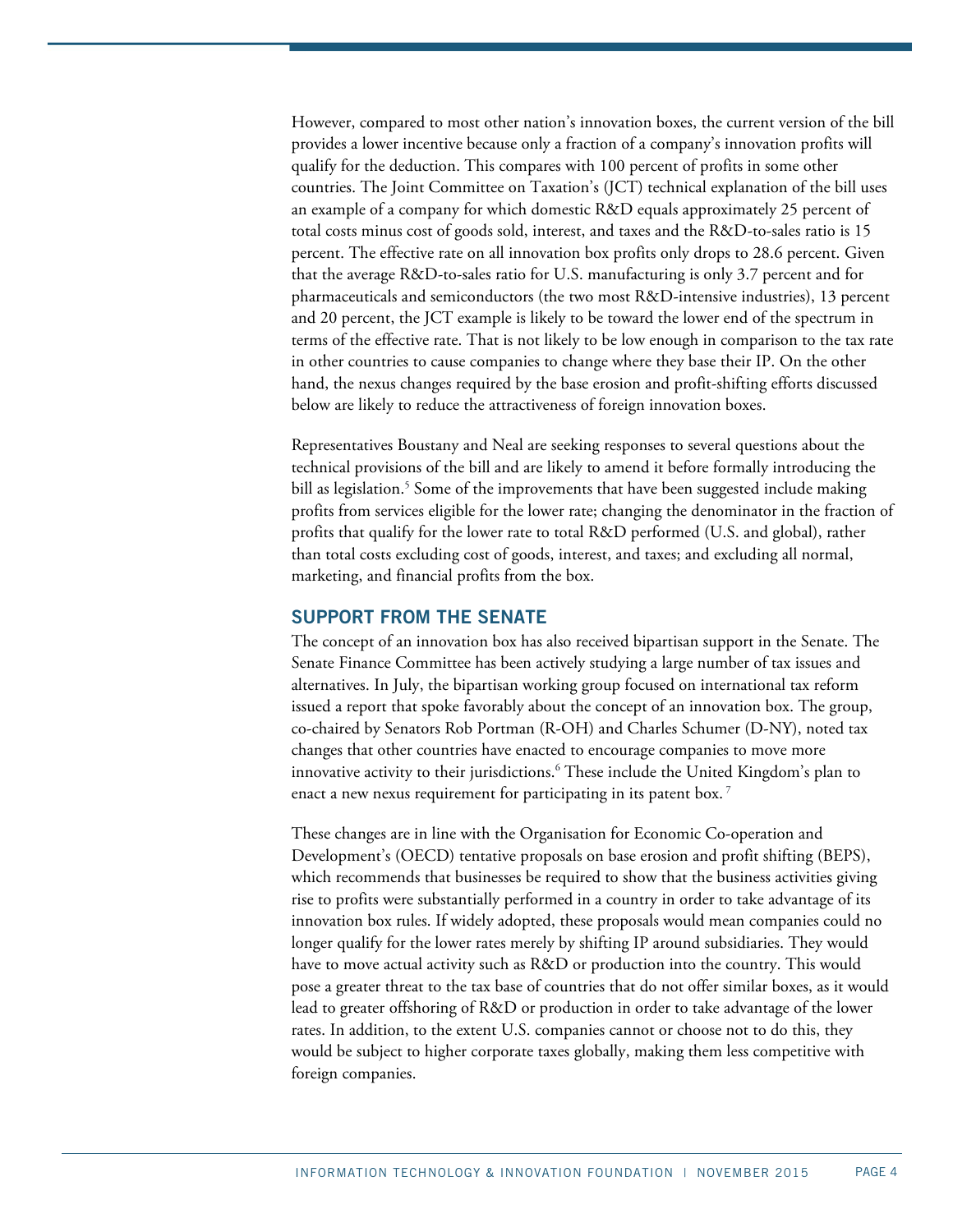However, compared to most other nation's innovation boxes, the current version of the bill provides a lower incentive because only a fraction of a company's innovation profits will qualify for the deduction. This compares with 100 percent of profits in some other countries. The Joint Committee on Taxation's (JCT) technical explanation of the bill uses an example of a company for which domestic R&D equals approximately 25 percent of total costs minus cost of goods sold, interest, and taxes and the R&D-to-sales ratio is 15 percent. The effective rate on all innovation box profits only drops to 28.6 percent. Given that the average R&D-to-sales ratio for U.S. manufacturing is only 3.7 percent and for pharmaceuticals and semiconductors (the two most R&D-intensive industries), 13 percent and 20 percent, the JCT example is likely to be toward the lower end of the spectrum in terms of the effective rate. That is not likely to be low enough in comparison to the tax rate in other countries to cause companies to change where they base their IP. On the other hand, the nexus changes required by the base erosion and profit-shifting efforts discussed below are likely to reduce the attractiveness of foreign innovation boxes.

Representatives Boustany and Neal are seeking responses to several questions about the technical provisions of the bill and are likely to amend it before formally introducing the bill as legislation.[5] Some of the improvements that have been suggested include making profits from services eligible for the lower rate; changing the denominator in the fraction of profits that qualify for the lower rate to total R&D performed (U.S. and global), rather than total costs excluding cost of goods, interest, and taxes; and excluding all normal, marketing, and financial profits from the box.

## SUPPORT FROM THE SENATE

The concept of an innovation box has also received bipartisan support in the Senate. The Senate Finance Committee has been actively studying a large number of tax issues and alternatives. In July, the bipartisan working group focused on international tax reform issued a report that spoke favorably about the concept of an innovation box. The group, co-chaired by Senators Rob Portman (R-OH) and Charles Schumer (D-NY), noted tax changes that other countries have enacted to encourage companies to move more innovative activity to their jurisdictions.[6] These include the United Kingdom's plan to enact a new nexus requirement for participating in its patent box.[7]

These changes are in line with the Organisation for Economic Co-operation and Development's (OECD) tentative proposals on base erosion and profit shifting (BEPS), which recommends that businesses be required to show that the business activities giving rise to profits were substantially performed in a country in order to take advantage of its innovation box rules. If widely adopted, these proposals would mean companies could no longer qualify for the lower rates merely by shifting IP around subsidiaries. They would have to move actual activity such as R&D or production into the country. This would pose a greater threat to the tax base of countries that do not offer similar boxes, as it would lead to greater offshoring of R&D or production in order to take advantage of the lower rates. In addition, to the extent U.S. companies cannot or choose not to do this, they would be subject to higher corporate taxes globally, making them less competitive with foreign companies.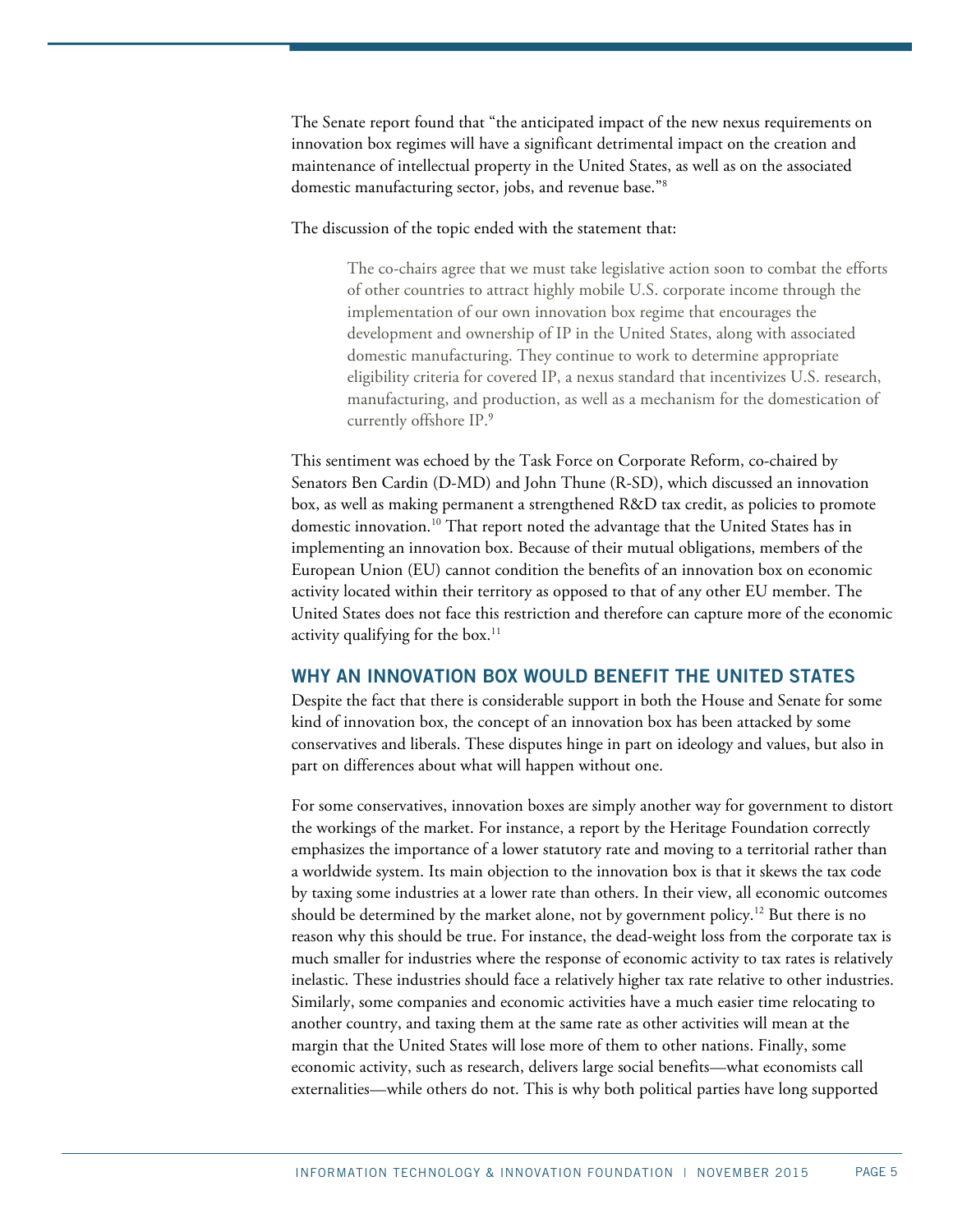The Senate report found that "the anticipated impact of the new nexus requirements on innovation box regimes will have a significant detrimental impact on the creation and maintenance of intellectual property in the United States, as well as on the associated domestic manufacturing sector, jobs, and revenue base."[8]

The discussion of the topic ended with the statement that:

> The co-chairs agree that we must take legislative action soon to combat the efforts of other countries to attract highly mobile U.S. corporate income through the implementation of our own innovation box regime that encourages the development and ownership of IP in the United States, along with associated domestic manufacturing. They continue to work to determine appropriate eligibility criteria for covered IP, a nexus standard that incentivizes U.S. research, manufacturing, and production, as well as a mechanism for the domestication of currently offshore IP.[9]

This sentiment was echoed by the Task Force on Corporate Reform, co-chaired by Senators Ben Cardin (D-MD) and John Thune (R-SD), which discussed an innovation box, as well as making permanent a strengthened R&D tax credit, as policies to promote domestic innovation.[10] That report noted the advantage that the United States has in implementing an innovation box. Because of their mutual obligations, members of the European Union (EU) cannot condition the benefits of an innovation box on economic activity located within their territory as opposed to that of any other EU member. The United States does not face this restriction and therefore can capture more of the economic activity qualifying for the box.[11]

## WHY AN INNOVATION BOX WOULD BENEFIT THE UNITED STATES

Despite the fact that there is considerable support in both the House and Senate for some kind of innovation box, the concept of an innovation box has been attacked by some conservatives and liberals. These disputes hinge in part on ideology and values, but also in part on differences about what will happen without one.

For some conservatives, innovation boxes are simply another way for government to distort the workings of the market. For instance, a report by the Heritage Foundation correctly emphasizes the importance of a lower statutory rate and moving to a territorial rather than a worldwide system. Its main objection to the innovation box is that it skews the tax code by taxing some industries at a lower rate than others. In their view, all economic outcomes should be determined by the market alone, not by government policy.[12] But there is no reason why this should be true. For instance, the dead-weight loss from the corporate tax is much smaller for industries where the response of economic activity to tax rates is relatively inelastic. These industries should face a relatively higher tax rate relative to other industries. Similarly, some companies and economic activities have a much easier time relocating to another country, and taxing them at the same rate as other activities will mean at the margin that the United States will lose more of them to other nations. Finally, some economic activity, such as research, delivers large social benefits—what economists call externalities—while others do not. This is why both political parties have long supported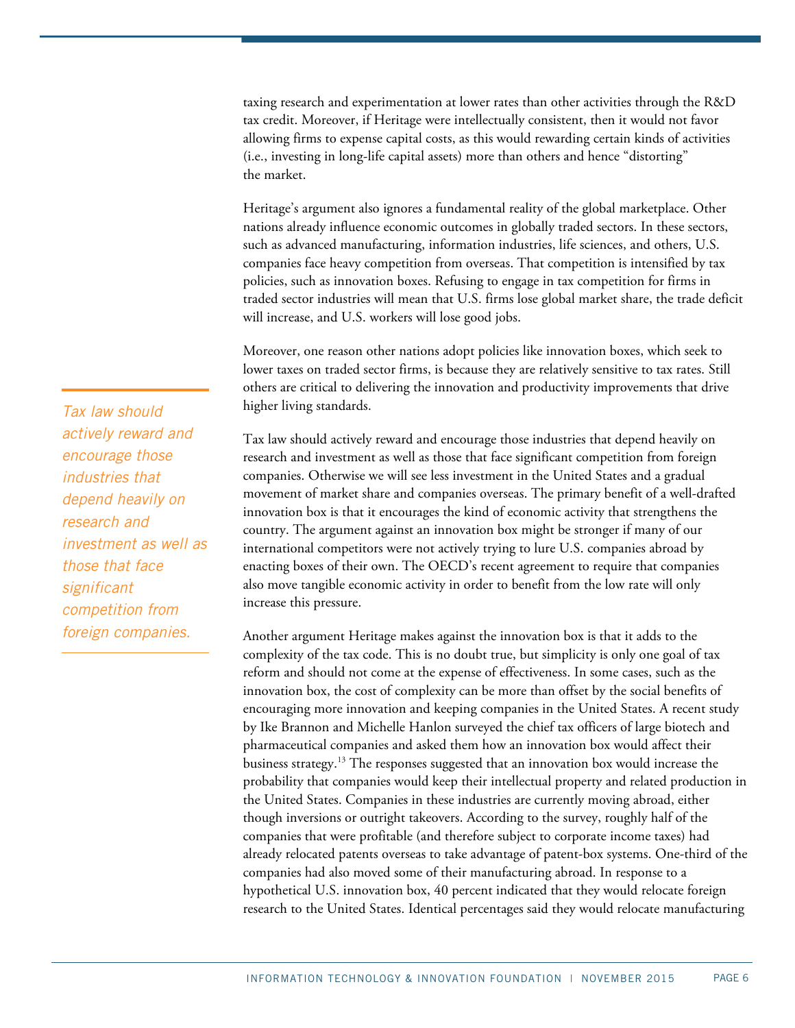taxing research and experimentation at lower rates than other activities through the R&D tax credit. Moreover, if Heritage were intellectually consistent, then it would not favor allowing firms to expense capital costs, as this would rewarding certain kinds of activities (i.e., investing in long-life capital assets) more than others and hence "distorting" the market.

Heritage's argument also ignores a fundamental reality of the global marketplace. Other nations already influence economic outcomes in globally traded sectors. In these sectors, such as advanced manufacturing, information industries, life sciences, and others, U.S. companies face heavy competition from overseas. That competition is intensified by tax policies, such as innovation boxes. Refusing to engage in tax competition for firms in traded sector industries will mean that U.S. firms lose global market share, the trade deficit will increase, and U.S. workers will lose good jobs.

Moreover, one reason other nations adopt policies like innovation boxes, which seek to lower taxes on traded sector firms, is because they are relatively sensitive to tax rates. Still others are critical to delivering the innovation and productivity improvements that drive higher living standards.

*Tax law should actively reward and encourage those industries that depend heavily on research and investment as well as those that face significant competition from foreign companies.*

Tax law should actively reward and encourage those industries that depend heavily on research and investment as well as those that face significant competition from foreign companies. Otherwise we will see less investment in the United States and a gradual movement of market share and companies overseas. The primary benefit of a well-drafted innovation box is that it encourages the kind of economic activity that strengthens the country. The argument against an innovation box might be stronger if many of our international competitors were not actively trying to lure U.S. companies abroad by enacting boxes of their own. The OECD's recent agreement to require that companies also move tangible economic activity in order to benefit from the low rate will only increase this pressure.

Another argument Heritage makes against the innovation box is that it adds to the complexity of the tax code. This is no doubt true, but simplicity is only one goal of tax reform and should not come at the expense of effectiveness. In some cases, such as the innovation box, the cost of complexity can be more than offset by the social benefits of encouraging more innovation and keeping companies in the United States. A recent study by Ike Brannon and Michelle Hanlon surveyed the chief tax officers of large biotech and pharmaceutical companies and asked them how an innovation box would affect their business strategy.[13] The responses suggested that an innovation box would increase the probability that companies would keep their intellectual property and related production in the United States. Companies in these industries are currently moving abroad, either though inversions or outright takeovers. According to the survey, roughly half of the companies that were profitable (and therefore subject to corporate income taxes) had already relocated patents overseas to take advantage of patent-box systems. One-third of the companies had also moved some of their manufacturing abroad. In response to a hypothetical U.S. innovation box, 40 percent indicated that they would relocate foreign research to the United States. Identical percentages said they would relocate manufacturing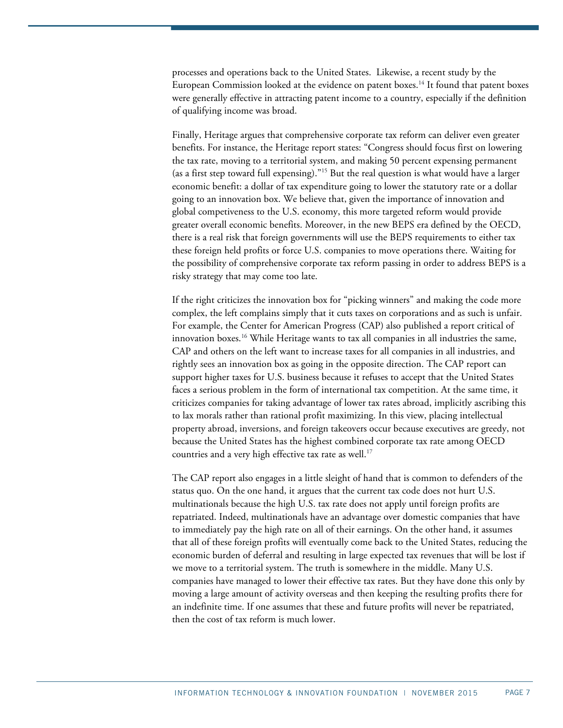processes and operations back to the United States. Likewise, a recent study by the European Commission looked at the evidence on patent boxes.[14] It found that patent boxes were generally effective in attracting patent income to a country, especially if the definition of qualifying income was broad.

Finally, Heritage argues that comprehensive corporate tax reform can deliver even greater benefits. For instance, the Heritage report states: "Congress should focus first on lowering the tax rate, moving to a territorial system, and making 50 percent expensing permanent (as a first step toward full expensing)."[15] But the real question is what would have a larger economic benefit: a dollar of tax expenditure going to lower the statutory rate or a dollar going to an innovation box. We believe that, given the importance of innovation and global competiveness to the U.S. economy, this more targeted reform would provide greater overall economic benefits. Moreover, in the new BEPS era defined by the OECD, there is a real risk that foreign governments will use the BEPS requirements to either tax these foreign held profits or force U.S. companies to move operations there. Waiting for the possibility of comprehensive corporate tax reform passing in order to address BEPS is a risky strategy that may come too late.

If the right criticizes the innovation box for "picking winners" and making the code more complex, the left complains simply that it cuts taxes on corporations and as such is unfair. For example, the Center for American Progress (CAP) also published a report critical of innovation boxes.[16] While Heritage wants to tax all companies in all industries the same, CAP and others on the left want to increase taxes for all companies in all industries, and rightly sees an innovation box as going in the opposite direction. The CAP report can support higher taxes for U.S. business because it refuses to accept that the United States faces a serious problem in the form of international tax competition. At the same time, it criticizes companies for taking advantage of lower tax rates abroad, implicitly ascribing this to lax morals rather than rational profit maximizing. In this view, placing intellectual property abroad, inversions, and foreign takeovers occur because executives are greedy, not because the United States has the highest combined corporate tax rate among OECD countries and a very high effective tax rate as well.[17]

The CAP report also engages in a little sleight of hand that is common to defenders of the status quo. On the one hand, it argues that the current tax code does not hurt U.S. multinationals because the high U.S. tax rate does not apply until foreign profits are repatriated. Indeed, multinationals have an advantage over domestic companies that have to immediately pay the high rate on all of their earnings. On the other hand, it assumes that all of these foreign profits will eventually come back to the United States, reducing the economic burden of deferral and resulting in large expected tax revenues that will be lost if we move to a territorial system. The truth is somewhere in the middle. Many U.S. companies have managed to lower their effective tax rates. But they have done this only by moving a large amount of activity overseas and then keeping the resulting profits there for an indefinite time. If one assumes that these and future profits will never be repatriated, then the cost of tax reform is much lower.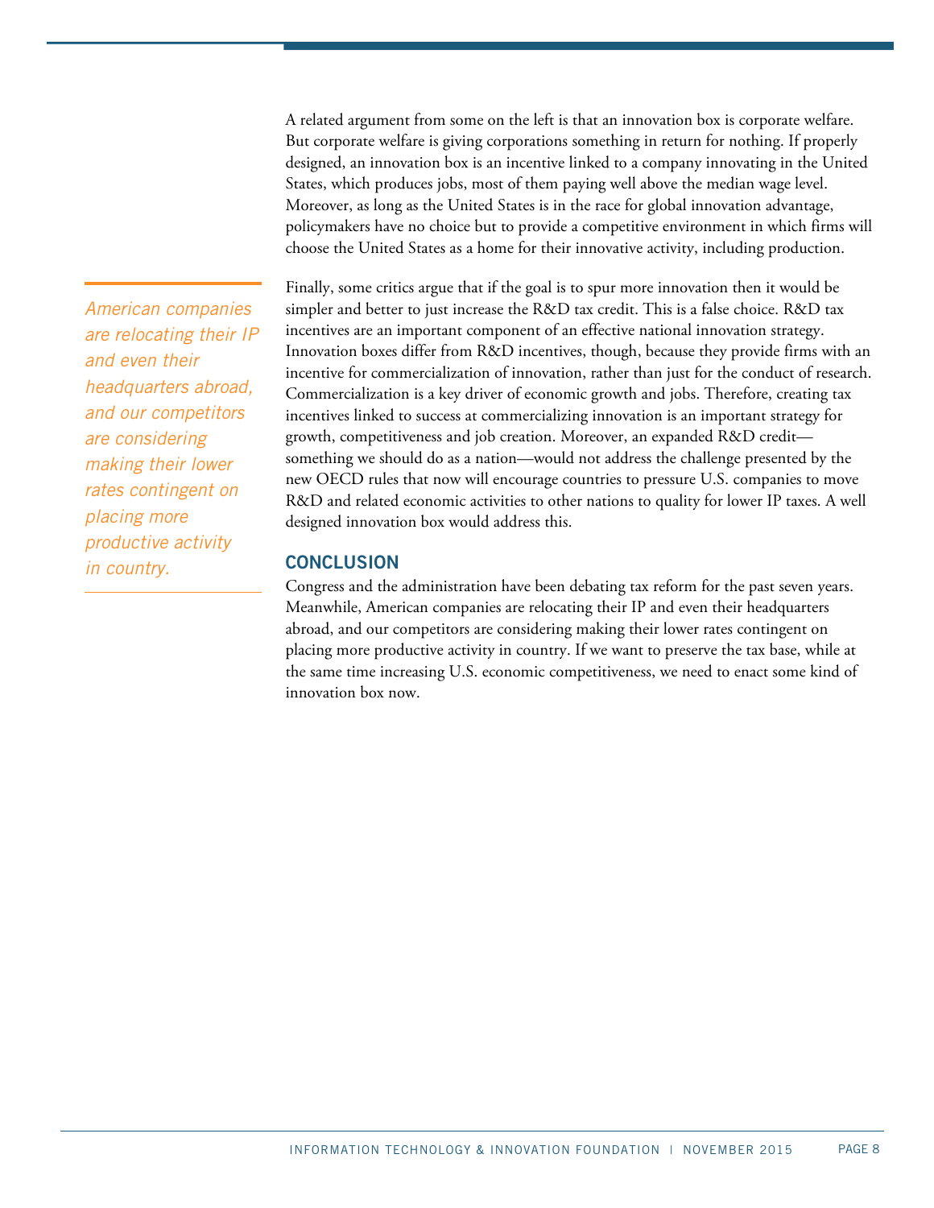A related argument from some on the left is that an innovation box is corporate welfare. But corporate welfare is giving corporations something in return for nothing. If properly designed, an innovation box is an incentive linked to a company innovating in the United States, which produces jobs, most of them paying well above the median wage level. Moreover, as long as the United States is in the race for global innovation advantage, policymakers have no choice but to provide a competitive environment in which firms will choose the United States as a home for their innovative activity, including production.

*American companies are relocating their IP and even their headquarters abroad, and our competitors are considering making their lower rates contingent on placing more productive activity in country.*

Finally, some critics argue that if the goal is to spur more innovation then it would be simpler and better to just increase the R&D tax credit. This is a false choice. R&D tax incentives are an important component of an effective national innovation strategy. Innovation boxes differ from R&D incentives, though, because they provide firms with an incentive for commercialization of innovation, rather than just for the conduct of research. Commercialization is a key driver of economic growth and jobs. Therefore, creating tax incentives linked to success at commercializing innovation is an important strategy for growth, competitiveness and job creation. Moreover, an expanded R&D credit—something we should do as a nation—would not address the challenge presented by the new OECD rules that now will encourage countries to pressure U.S. companies to move R&D and related economic activities to other nations to quality for lower IP taxes. A well designed innovation box would address this.

## CONCLUSION

Congress and the administration have been debating tax reform for the past seven years. Meanwhile, American companies are relocating their IP and even their headquarters abroad, and our competitors are considering making their lower rates contingent on placing more productive activity in country. If we want to preserve the tax base, while at the same time increasing U.S. economic competitiveness, we need to enact some kind of innovation box now.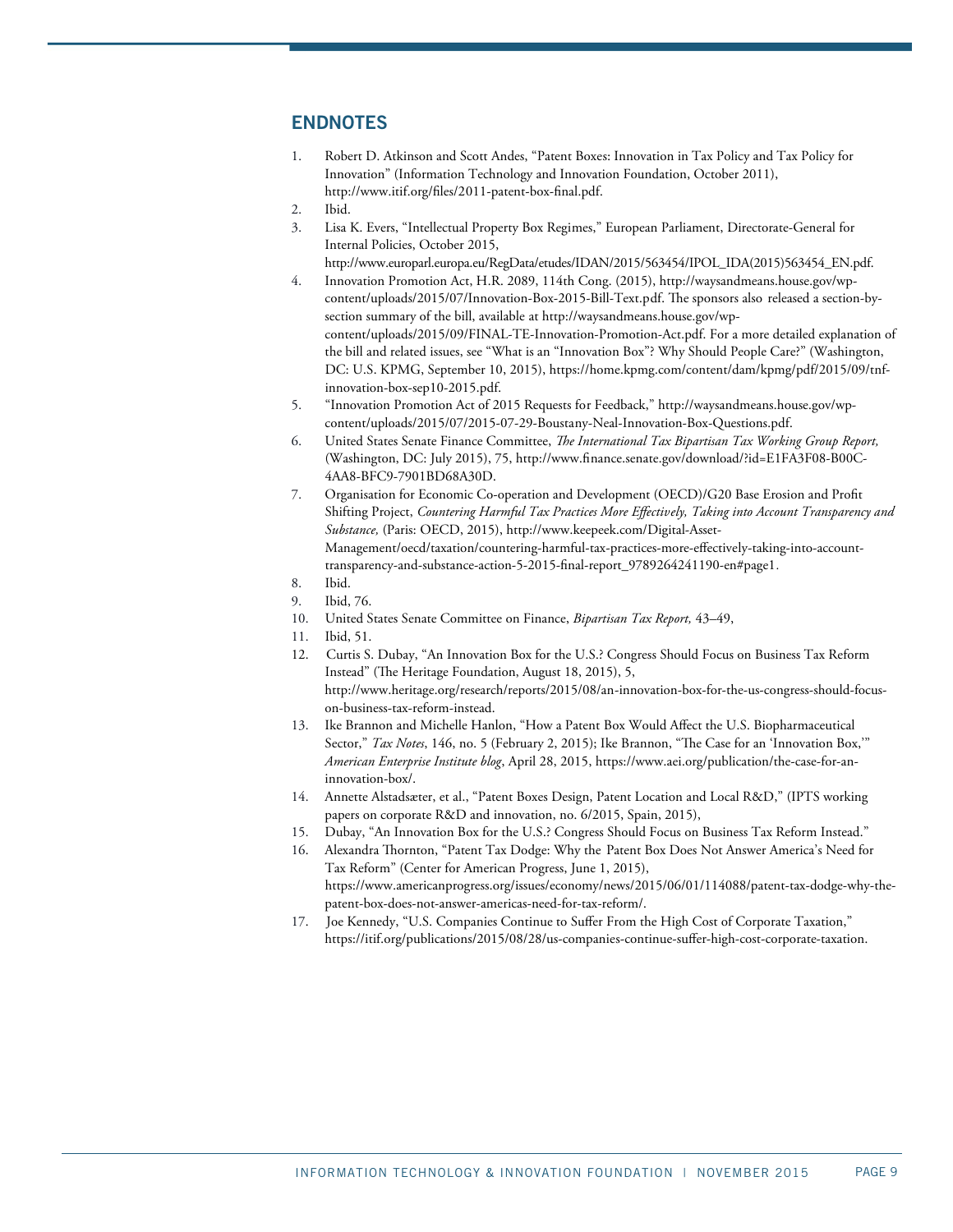## ENDNOTES

1. Robert D. Atkinson and Scott Andes, "Patent Boxes: Innovation in Tax Policy and Tax Policy for Innovation" (Information Technology and Innovation Foundation, October 2011), http://www.itif.org/files/2011-patent-box-final.pdf.
2. Ibid.
3. Lisa K. Evers, "Intellectual Property Box Regimes," European Parliament, Directorate-General for Internal Policies, October 2015, http://www.europarl.europa.eu/RegData/etudes/IDAN/2015/563454/IPOL_IDA(2015)563454_EN.pdf.
4. Innovation Promotion Act, H.R. 2089, 114th Cong. (2015), http://waysandmeans.house.gov/wp-content/uploads/2015/07/Innovation-Box-2015-Bill-Text.pdf. The sponsors also released a section-by-section summary of the bill, available at http://waysandmeans.house.gov/wp-content/uploads/2015/09/FINAL-TE-Innovation-Promotion-Act.pdf. For a more detailed explanation of the bill and related issues, see "What is an "Innovation Box"? Why Should People Care?" (Washington, DC: U.S. KPMG, September 10, 2015), https://home.kpmg.com/content/dam/kpmg/pdf/2015/09/tnf-innovation-box-sep10-2015.pdf.
5. "Innovation Promotion Act of 2015 Requests for Feedback," http://waysandmeans.house.gov/wp-content/uploads/2015/07/2015-07-29-Boustany-Neal-Innovation-Box-Questions.pdf.
6. United States Senate Finance Committee, *The International Tax Bipartisan Tax Working Group Report,* (Washington, DC: July 2015), 75, http://www.finance.senate.gov/download/?id=E1FA3F08-B00C-4AA8-BFC9-7901BD68A30D.
7. Organisation for Economic Co-operation and Development (OECD)/G20 Base Erosion and Profit Shifting Project, *Countering Harmful Tax Practices More Effectively, Taking into Account Transparency and Substance,* (Paris: OECD, 2015), http://www.keepeek.com/Digital-Asset-Management/oecd/taxation/countering-harmful-tax-practices-more-effectively-taking-into-account-transparency-and-substance-action-5-2015-final-report_9789264241190-en#page1.
8. Ibid.
9. Ibid, 76.
10. United States Senate Committee on Finance, *Bipartisan Tax Report,* 43–49,
11. Ibid, 51.
12. Curtis S. Dubay, "An Innovation Box for the U.S.? Congress Should Focus on Business Tax Reform Instead" (The Heritage Foundation, August 18, 2015), 5, http://www.heritage.org/research/reports/2015/08/an-innovation-box-for-the-us-congress-should-focus-on-business-tax-reform-instead.
13. Ike Brannon and Michelle Hanlon, "How a Patent Box Would Affect the U.S. Biopharmaceutical Sector," *Tax Notes*, 146, no. 5 (February 2, 2015); Ike Brannon, "The Case for an 'Innovation Box,'" *American Enterprise Institute blog*, April 28, 2015, https://www.aei.org/publication/the-case-for-an-innovation-box/.
14. Annette Alstadsæter, et al., "Patent Boxes Design, Patent Location and Local R&D," (IPTS working papers on corporate R&D and innovation, no. 6/2015, Spain, 2015),
15. Dubay, "An Innovation Box for the U.S.? Congress Should Focus on Business Tax Reform Instead."
16. Alexandra Thornton, "Patent Tax Dodge: Why the Patent Box Does Not Answer America's Need for Tax Reform" (Center for American Progress, June 1, 2015), https://www.americanprogress.org/issues/economy/news/2015/06/01/114088/patent-tax-dodge-why-the-patent-box-does-not-answer-americas-need-for-tax-reform/.
17. Joe Kennedy, "U.S. Companies Continue to Suffer From the High Cost of Corporate Taxation," https://itif.org/publications/2015/08/28/us-companies-continue-suffer-high-cost-corporate-taxation.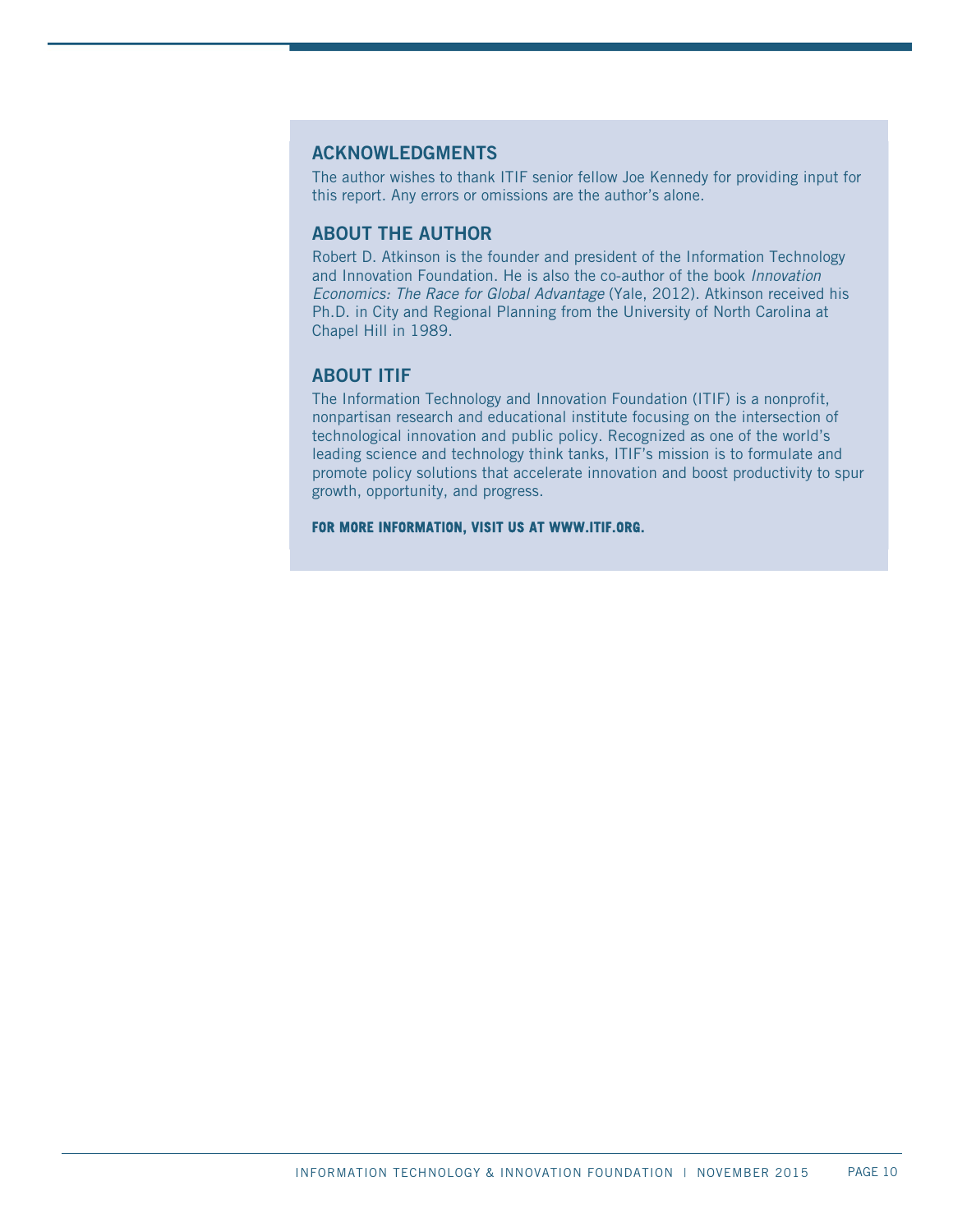## ACKNOWLEDGMENTS

The author wishes to thank ITIF senior fellow Joe Kennedy for providing input for this report. Any errors or omissions are the author's alone.

## ABOUT THE AUTHOR

Robert D. Atkinson is the founder and president of the Information Technology and Innovation Foundation. He is also the co-author of the book *Innovation Economics: The Race for Global Advantage* (Yale, 2012). Atkinson received his Ph.D. in City and Regional Planning from the University of North Carolina at Chapel Hill in 1989.

## ABOUT ITIF

The Information Technology and Innovation Foundation (ITIF) is a nonprofit, nonpartisan research and educational institute focusing on the intersection of technological innovation and public policy. Recognized as one of the world's leading science and technology think tanks, ITIF's mission is to formulate and promote policy solutions that accelerate innovation and boost productivity to spur growth, opportunity, and progress.

**FOR MORE INFORMATION, VISIT US AT WWW.ITIF.ORG.**